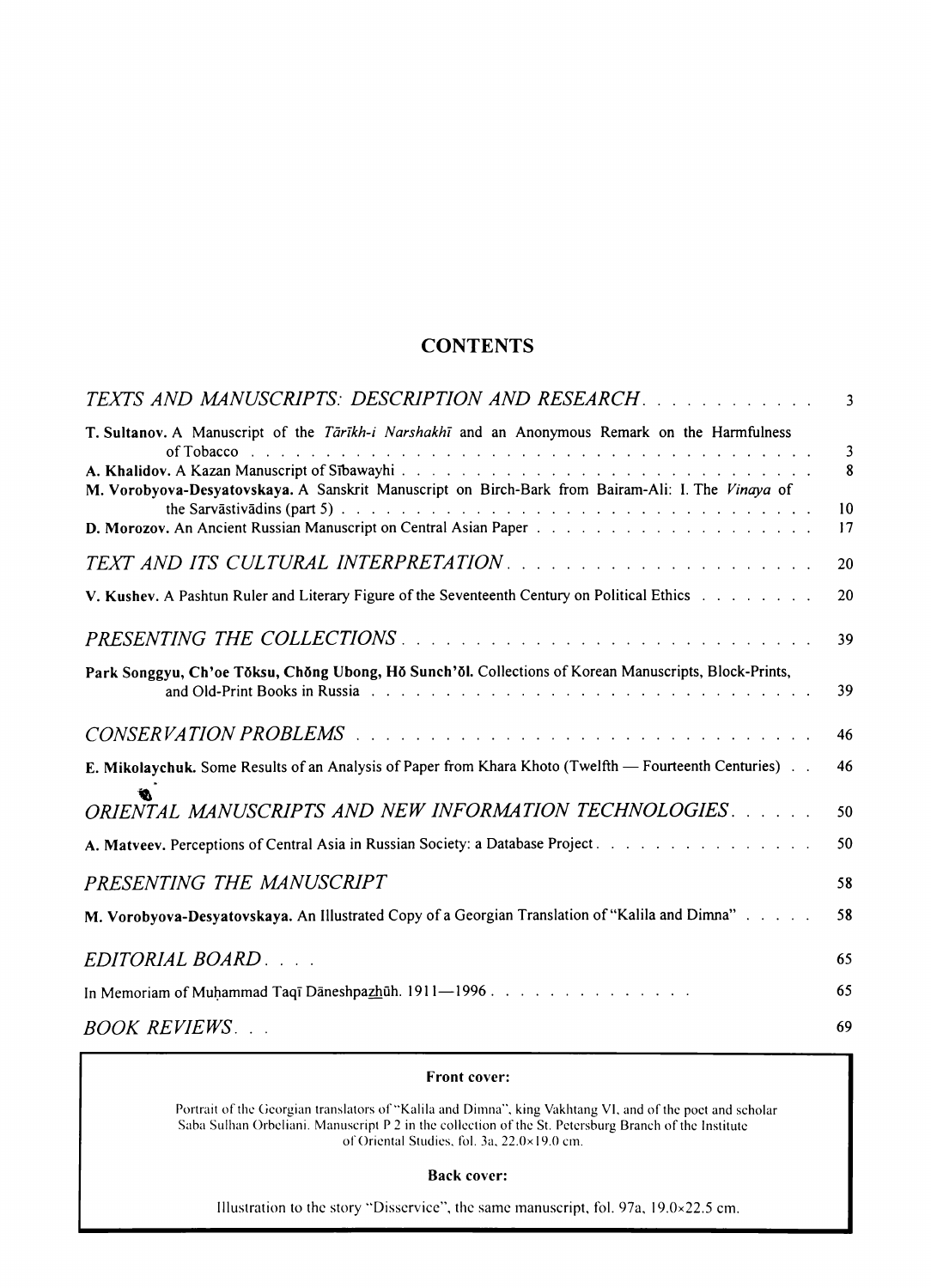# CONTENTS

| | |
|---|---|
| *TEXTS AND MANUSCRIPTS: DESCRIPTION AND RESEARCH* | 3 |
| **T. Sultanov.** A Manuscript of the *Tārīkh-i Narshakhī* and an Anonymous Remark on the Harmfulness of Tobacco | 3 |
| **A. Khalidov.** A Kazan Manuscript of Sībawayhi | 8 |
| **M. Vorobyova-Desyatovskaya.** A Sanskrit Manuscript on Birch-Bark from Bairam-Ali: I. The *Vinaya* of the Sarvāstivādins (part 5) | 10 |
| **D. Morozov.** An Ancient Russian Manuscript on Central Asian Paper | 17 |
| *TEXT AND ITS CULTURAL INTERPRETATION* | 20 |
| **V. Kushev.** A Pashtun Ruler and Literary Figure of the Seventeenth Century on Political Ethics | 20 |
| *PRESENTING THE COLLECTIONS* | 39 |
| **Park Songgyu, Ch'oe Tŏksu, Chŏng Ubong, Hŏ Sunch'ŏl.** Collections of Korean Manuscripts, Block-Prints, and Old-Print Books in Russia | 39 |
| *CONSERVATION PROBLEMS* | 46 |
| **E. Mikolaychuk.** Some Results of an Analysis of Paper from Khara Khoto (Twelfth — Fourteenth Centuries) | 46 |
| *ORIENTAL MANUSCRIPTS AND NEW INFORMATION TECHNOLOGIES* | 50 |
| **A. Matveev.** Perceptions of Central Asia in Russian Society: a Database Project | 50 |
| *PRESENTING THE MANUSCRIPT* | 58 |
| **M. Vorobyova-Desyatovskaya.** An Illustrated Copy of a Georgian Translation of "Kalila and Dimna" | 58 |
| *EDITORIAL BOARD* | 65 |
| In Memoriam of Muḥammad Taqī Dāneshpaẕhūh. 1911—1996 | 65 |
| *BOOK REVIEWS* | 69 |

**Front cover:**

Portrait of the Georgian translators of "Kalila and Dimna", king Vakhtang VI, and of the poet and scholar Saba Sulhan Orbeliani. Manuscript P 2 in the collection of the St. Petersburg Branch of the Institute of Oriental Studies, fol. 3a, 22.0×19.0 cm.

**Back cover:**

Illustration to the story "Disservice", the same manuscript, fol. 97a, 19.0×22.5 cm.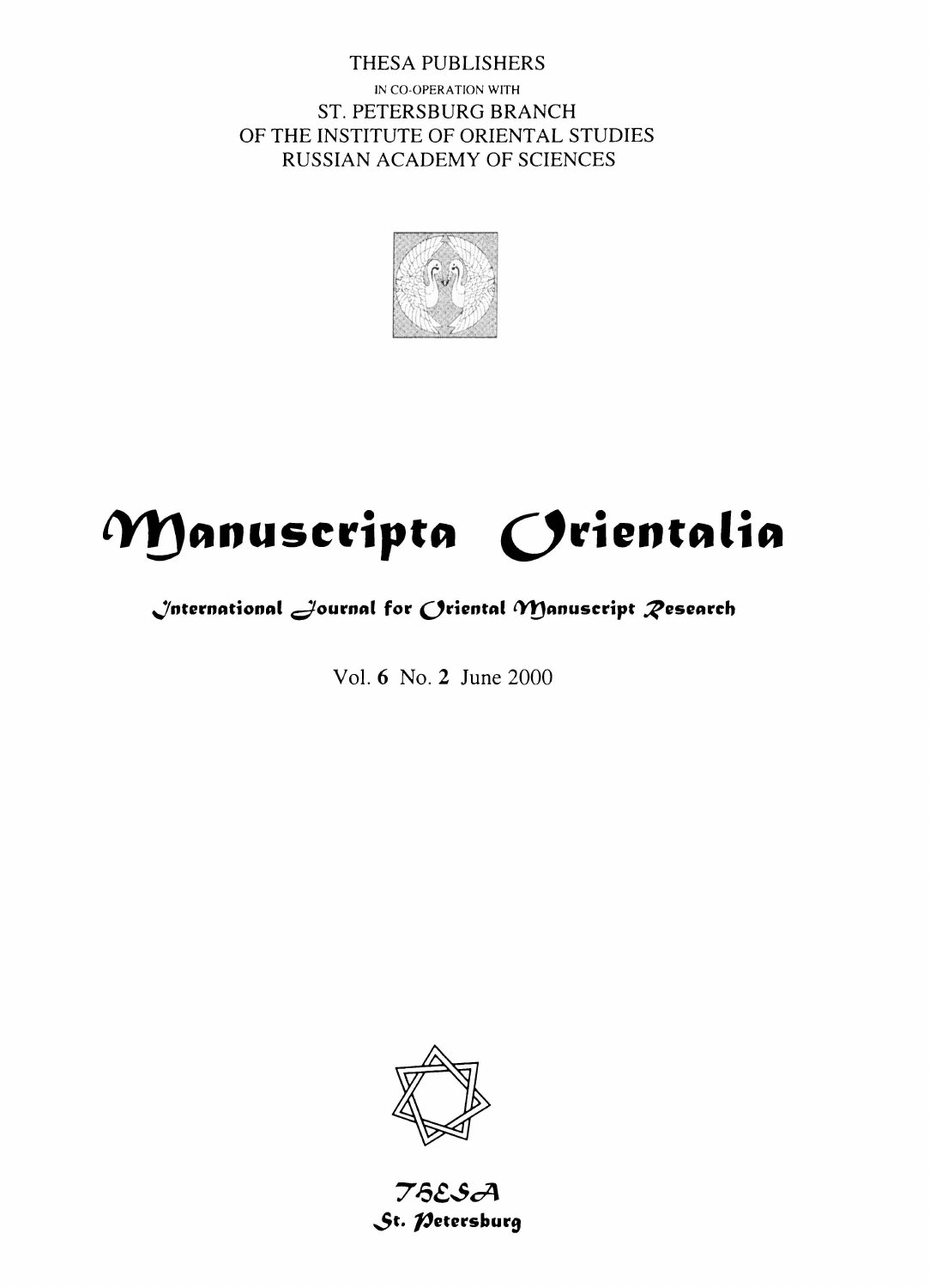THESA PUBLISHERS

IN CO-OPERATION WITH

ST. PETERSBURG BRANCH

OF THE INSTITUTE OF ORIENTAL STUDIES

RUSSIAN ACADEMY OF SCIENCES

# Manuscripta Orientalia

## International Journal for Oriental Manuscript Research

Vol. **6** No. **2** June 2000

THESA

St. Petersburg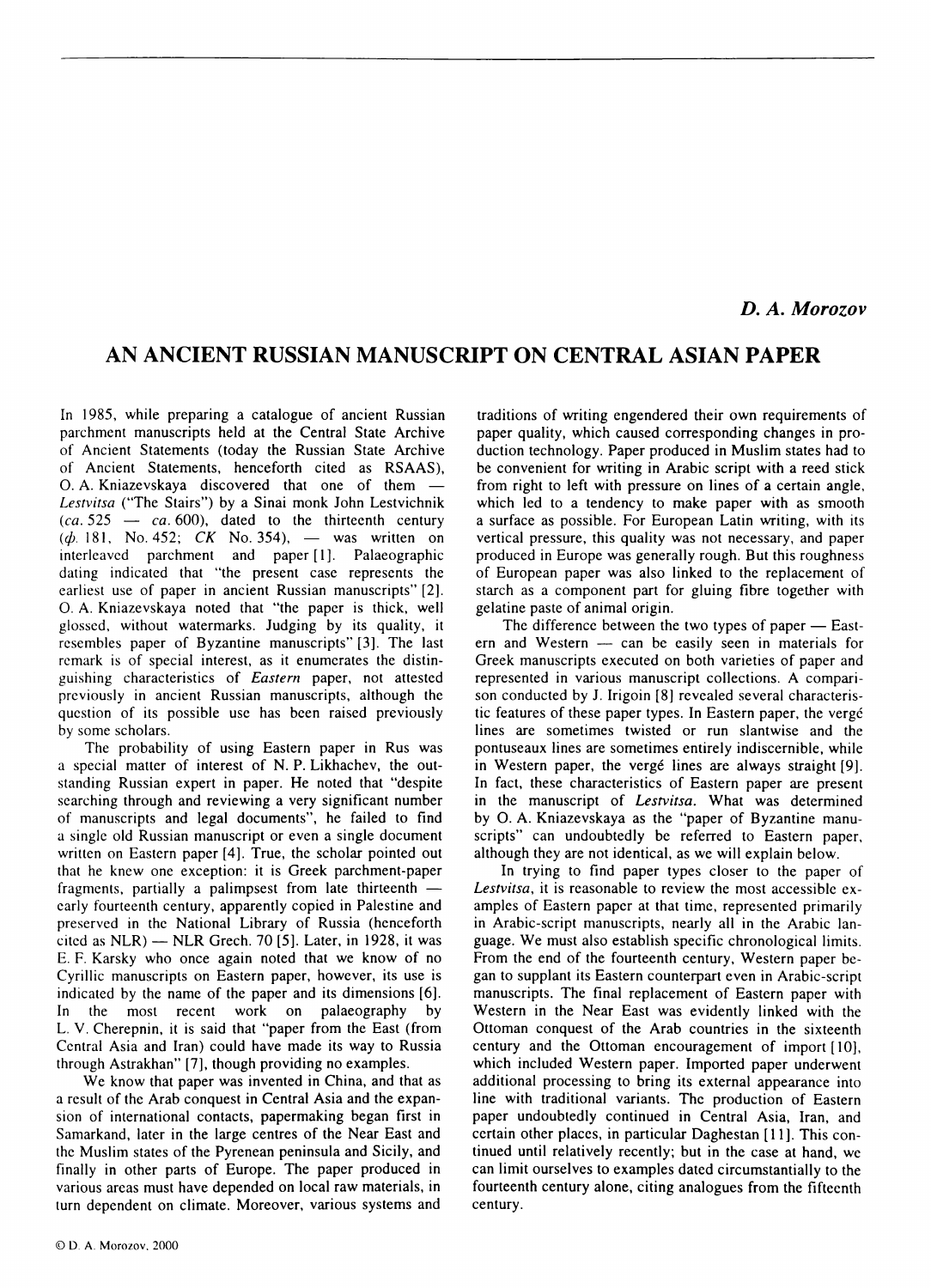*D. A. Morozov*

# AN ANCIENT RUSSIAN MANUSCRIPT ON CENTRAL ASIAN PAPER

In 1985, while preparing a catalogue of ancient Russian parchment manuscripts held at the Central State Archive of Ancient Statements (today the Russian State Archive of Ancient Statements, henceforth cited as RSAAS), O. A. Kniazevskaya discovered that one of them — *Lestvitsa* ("The Stairs") by a Sinai monk John Lestvichnik (*ca.* 525 — *ca.* 600), dated to the thirteenth century (*ф.* 181, No. 452; *CK* No. 354), — was written on interleaved parchment and paper [1]. Palaeographic dating indicated that "the present case represents the earliest use of paper in ancient Russian manuscripts" [2]. O. A. Kniazevskaya noted that "the paper is thick, well glossed, without watermarks. Judging by its quality, it resembles paper of Byzantine manuscripts" [3]. The last remark is of special interest, as it enumerates the distinguishing characteristics of *Eastern* paper, not attested previously in ancient Russian manuscripts, although the question of its possible use has been raised previously by some scholars.

The probability of using Eastern paper in Rus was a special matter of interest of N. P. Likhachev, the outstanding Russian expert in paper. He noted that "despite searching through and reviewing a very significant number of manuscripts and legal documents", he failed to find a single old Russian manuscript or even a single document written on Eastern paper [4]. True, the scholar pointed out that he knew one exception: it is Greek parchment-paper fragments, partially a palimpsest from late thirteenth — early fourteenth century, apparently copied in Palestine and preserved in the National Library of Russia (henceforth cited as NLR) — NLR Grech. 70 [5]. Later, in 1928, it was E. F. Karsky who once again noted that we know of no Cyrillic manuscripts on Eastern paper, however, its use is indicated by the name of the paper and its dimensions [6]. In the most recent work on palaeography by L. V. Cherepnin, it is said that "paper from the East (from Central Asia and Iran) could have made its way to Russia through Astrakhan" [7], though providing no examples.

We know that paper was invented in China, and that as a result of the Arab conquest in Central Asia and the expansion of international contacts, papermaking began first in Samarkand, later in the large centres of the Near East and the Muslim states of the Pyrenean peninsula and Sicily, and finally in other parts of Europe. The paper produced in various areas must have depended on local raw materials, in turn dependent on climate. Moreover, various systems and traditions of writing engendered their own requirements of paper quality, which caused corresponding changes in production technology. Paper produced in Muslim states had to be convenient for writing in Arabic script with a reed stick from right to left with pressure on lines of a certain angle, which led to a tendency to make paper with as smooth a surface as possible. For European Latin writing, with its vertical pressure, this quality was not necessary, and paper produced in Europe was generally rough. But this roughness of European paper was also linked to the replacement of starch as a component part for gluing fibre together with gelatine paste of animal origin.

The difference between the two types of paper — Eastern and Western — can be easily seen in materials for Greek manuscripts executed on both varieties of paper and represented in various manuscript collections. A comparison conducted by J. Irigoin [8] revealed several characteristic features of these paper types. In Eastern paper, the vergé lines are sometimes twisted or run slantwise and the pontuseaux lines are sometimes entirely indiscernible, while in Western paper, the vergé lines are always straight [9]. In fact, these characteristics of Eastern paper are present in the manuscript of *Lestvitsa*. What was determined by O. A. Kniazevskaya as the "paper of Byzantine manuscripts" can undoubtedly be referred to Eastern paper, although they are not identical, as we will explain below.

In trying to find paper types closer to the paper of *Lestvitsa*, it is reasonable to review the most accessible examples of Eastern paper at that time, represented primarily in Arabic-script manuscripts, nearly all in the Arabic language. We must also establish specific chronological limits. From the end of the fourteenth century, Western paper began to supplant its Eastern counterpart even in Arabic-script manuscripts. The final replacement of Eastern paper with Western in the Near East was evidently linked with the Ottoman conquest of the Arab countries in the sixteenth century and the Ottoman encouragement of import [10], which included Western paper. Imported paper underwent additional processing to bring its external appearance into line with traditional variants. The production of Eastern paper undoubtedly continued in Central Asia, Iran, and certain other places, in particular Daghestan [11]. This continued until relatively recently; but in the case at hand, we can limit ourselves to examples dated circumstantially to the fourteenth century alone, citing analogues from the fifteenth century.

© D. A. Morozov, 2000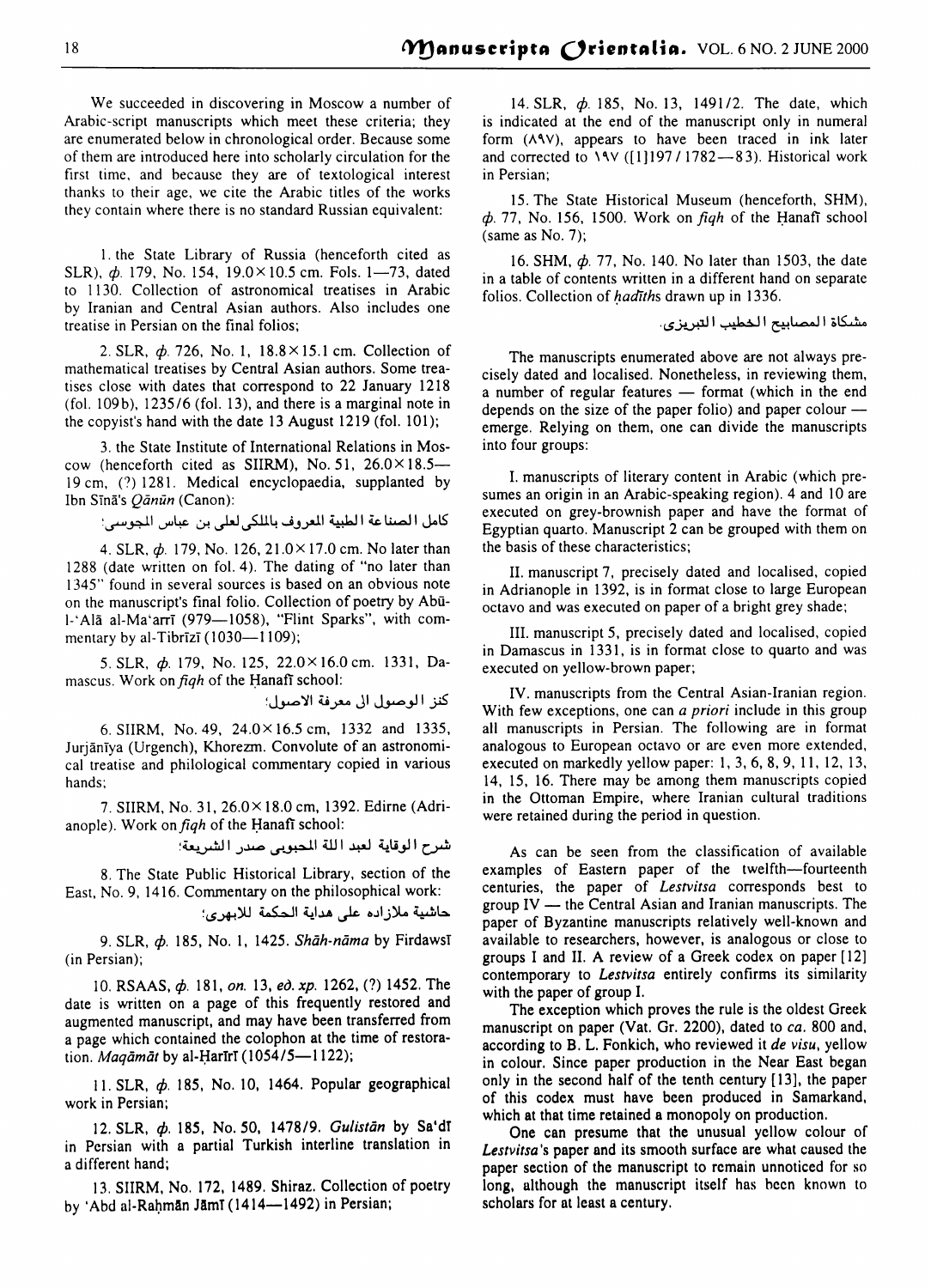We succeeded in discovering in Moscow a number of Arabic-script manuscripts which meet these criteria; they are enumerated below in chronological order. Because some of them are introduced here into scholarly circulation for the first time, and because they are of textological interest thanks to their age, we cite the Arabic titles of the works they contain where there is no standard Russian equivalent:

1. the State Library of Russia (henceforth cited as SLR), *ф.* 179, No. 154, 19.0×10.5 cm. Fols. 1—73, dated to 1130. Collection of astronomical treatises in Arabic by Iranian and Central Asian authors. Also includes one treatise in Persian on the final folios;

2. SLR, *ф.* 726, No. 1, 18.8×15.1 cm. Collection of mathematical treatises by Central Asian authors. Some treatises close with dates that correspond to 22 January 1218 (fol. 109b), 1235/6 (fol. 13), and there is a marginal note in the copyist's hand with the date 13 August 1219 (fol. 101);

3. the State Institute of International Relations in Moscow (henceforth cited as SIIRM), No. 51, 26.0×18.5—19 cm, (?) 1281. Medical encyclopaedia, supplanted by Ibn Sīnā's *Qānūn* (Canon):

كامل الصناعة الطبية المعروف بالملكي لعلي بن عباس المجوسي؛

4. SLR, *ф.* 179, No. 126, 21.0×17.0 cm. No later than 1288 (date written on fol. 4). The dating of "no later than 1345" found in several sources is based on an obvious note on the manuscript's final folio. Collection of poetry by Abū-l-'Alā al-Ma'arrī (979—1058), "Flint Sparks", with commentary by al-Tibrīzī (1030—1109);

5. SLR, *ф.* 179, No. 125, 22.0×16.0 cm. 1331, Damascus. Work on *fiqh* of the Ḥanafī school:

كنز الوصول ال معرفة الاصول؛

6. SIIRM, No. 49, 24.0×16.5 cm, 1332 and 1335, Jurjānīya (Urgench), Khorezm. Convolute of an astronomical treatise and philological commentary copied in various hands;

7. SIIRM, No. 31, 26.0×18.0 cm, 1392. Edirne (Adrianople). Work on *fiqh* of the Ḥanafī school:

شرح الوقاية لعبد الله المحبوبي صدر الشريعة؛

8. The State Public Historical Library, section of the East, No. 9, 1416. Commentary on the philosophical work:

حاشية ملازاده على هداية الحكمة للابهري؛

9. SLR, *ф.* 185, No. 1, 1425. *Shāh-nāma* by Firdawsī (in Persian);

10. RSAAS, *ф.* 181, *on.* 13, *ed. xp.* 1262, (?) 1452. The date is written on a page of this frequently restored and augmented manuscript, and may have been transferred from a page which contained the colophon at the time of restoration. *Maqāmāt* by al-Ḥarīrī (1054/5—1122);

11. SLR, *ф.* 185, No. 10, 1464. Popular geographical work in Persian;

12. SLR, *ф.* 185, No. 50, 1478/9. *Gulistān* by Sa'dī in Persian with a partial Turkish interline translation in a different hand;

13. SIIRM, No. 172, 1489. Shiraz. Collection of poetry by 'Abd al-Raḥmān Jāmī (1414—1492) in Persian;

14. SLR, *ф.* 185, No. 13, 1491/2. The date, which is indicated at the end of the manuscript only in numeral form (٨٩٧), appears to have been traced in ink later and corrected to ١١٩٧ ([1]197 / 1782—83). Historical work in Persian;

15. The State Historical Museum (henceforth, SHM), *ф.* 77, No. 156, 1500. Work on *fiqh* of the Ḥanafī school (same as No. 7);

16. SHM, *ф.* 77, No. 140. No later than 1503, the date in a table of contents written in a different hand on separate folios. Collection of *ḥadīth*s drawn up in 1336.

مشكاة المصابيح الخطيب التبريزى.

The manuscripts enumerated above are not always precisely dated and localised. Nonetheless, in reviewing them, a number of regular features — format (which in the end depends on the size of the paper folio) and paper colour — emerge. Relying on them, one can divide the manuscripts into four groups:

I. manuscripts of literary content in Arabic (which presumes an origin in an Arabic-speaking region). 4 and 10 are executed on grey-brownish paper and have the format of Egyptian quarto. Manuscript 2 can be grouped with them on the basis of these characteristics;

II. manuscript 7, precisely dated and localised, copied in Adrianople in 1392, is in format close to large European octavo and was executed on paper of a bright grey shade;

III. manuscript 5, precisely dated and localised, copied in Damascus in 1331, is in format close to quarto and was executed on yellow-brown paper;

IV. manuscripts from the Central Asian-Iranian region. With few exceptions, one can *a priori* include in this group all manuscripts in Persian. The following are in format analogous to European octavo or are even more extended, executed on markedly yellow paper: 1, 3, 6, 8, 9, 11, 12, 13, 14, 15, 16. There may be among them manuscripts copied in the Ottoman Empire, where Iranian cultural traditions were retained during the period in question.

As can be seen from the classification of available examples of Eastern paper of the twelfth—fourteenth centuries, the paper of *Lestvitsa* corresponds best to group IV — the Central Asian and Iranian manuscripts. The paper of Byzantine manuscripts relatively well-known and available to researchers, however, is analogous or close to groups I and II. A review of a Greek codex on paper [12] contemporary to *Lestvitsa* entirely confirms its similarity with the paper of group I.

The exception which proves the rule is the oldest Greek manuscript on paper (Vat. Gr. 2200), dated to *ca.* 800 and, according to B. L. Fonkich, who reviewed it *de visu*, yellow in colour. Since paper production in the Near East began only in the second half of the tenth century [13], the paper of this codex must have been produced in Samarkand, which at that time retained a monopoly on production.

One can presume that the unusual yellow colour of *Lestvitsa*'s paper and its smooth surface are what caused the paper section of the manuscript to remain unnoticed for so long, although the manuscript itself has been known to scholars for at least a century.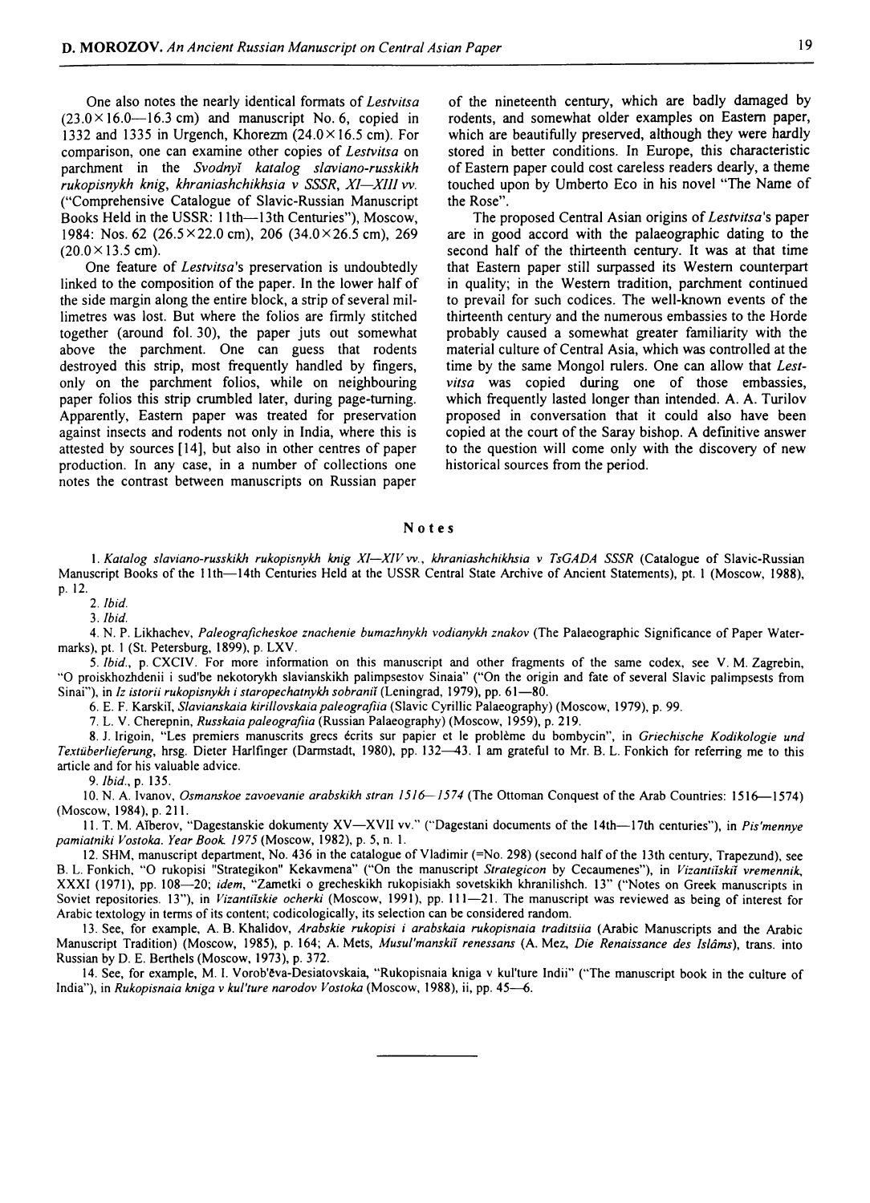One also notes the nearly identical formats of *Lestvitsa* (23.0×16.0—16.3 cm) and manuscript No. 6, copied in 1332 and 1335 in Urgench, Khorezm (24.0×16.5 cm). For comparison, one can examine other copies of *Lestvitsa* on parchment in the *Svodnyĭ katalog slaviano-russkikh rukopisnykh knig, khraniashchikhsia v SSSR, XI—XIII vv.* ("Comprehensive Catalogue of Slavic-Russian Manuscript Books Held in the USSR: 11th—13th Centuries"), Moscow, 1984: Nos. 62 (26.5×22.0 cm), 206 (34.0×26.5 cm), 269 (20.0×13.5 cm).

One feature of *Lestvitsa*'s preservation is undoubtedly linked to the composition of the paper. In the lower half of the side margin along the entire block, a strip of several millimetres was lost. But where the folios are firmly stitched together (around fol. 30), the paper juts out somewhat above the parchment. One can guess that rodents destroyed this strip, most frequently handled by fingers, only on the parchment folios, while on neighbouring paper folios this strip crumbled later, during page-turning. Apparently, Eastern paper was treated for preservation against insects and rodents not only in India, where this is attested by sources [14], but also in other centres of paper production. In any case, in a number of collections one notes the contrast between manuscripts on Russian paper of the nineteenth century, which are badly damaged by rodents, and somewhat older examples on Eastern paper, which are beautifully preserved, although they were hardly stored in better conditions. In Europe, this characteristic of Eastern paper could cost careless readers dearly, a theme touched upon by Umberto Eco in his novel "The Name of the Rose".

The proposed Central Asian origins of *Lestvitsa*'s paper are in good accord with the palaeographic dating to the second half of the thirteenth century. It was at that time that Eastern paper still surpassed its Western counterpart in quality; in the Western tradition, parchment continued to prevail for such codices. The well-known events of the thirteenth century and the numerous embassies to the Horde probably caused a somewhat greater familiarity with the material culture of Central Asia, which was controlled at the time by the same Mongol rulers. One can allow that *Lestvitsa* was copied during one of those embassies, which frequently lasted longer than intended. A. A. Turilov proposed in conversation that it could also have been copied at the court of the Saray bishop. A definitive answer to the question will come only with the discovery of new historical sources from the period.

## Notes

1. *Katalog slaviano-russkikh rukopisnykh knig XI—XIV vv., khraniashchikhsia v TsGADA SSSR* (Catalogue of Slavic-Russian Manuscript Books of the 11th—14th Centuries Held at the USSR Central State Archive of Ancient Statements), pt. 1 (Moscow, 1988), p. 12.

2. *Ibid.*

3. *Ibid.*

4. N. P. Likhachev, *Paleograficheskoe znachenie bumazhnykh vodianykh znakov* (The Palaeographic Significance of Paper Watermarks), pt. 1 (St. Petersburg, 1899), p. LXV.

5. *Ibid.*, p. CXCIV. For more information on this manuscript and other fragments of the same codex, see V. M. Zagrebin, "O proiskhozhdenii i sud'be nekotorykh slavianskikh palimpsestov Sinaia" ("On the origin and fate of several Slavic palimpsests from Sinai"), in *Iz istorii rukopisnykh i staropechatnykh sobraniĭ* (Leningrad, 1979), pp. 61—80.

6. E. F. Karskiĭ, *Slavianskaia kirillovskaia paleografiia* (Slavic Cyrillic Palaeography) (Moscow, 1979), p. 99.

7. L. V. Cherepnin, *Russkaia paleografiia* (Russian Palaeography) (Moscow, 1959), p. 219.

8. J. Irigoin, "Les premiers manuscrits grecs écrits sur papier et le problème du bombycin", in *Griechische Kodikologie und Textüberlieferung*, hrsg. Dieter Harlfinger (Darmstadt, 1980), pp. 132—43. I am grateful to Mr. B. L. Fonkich for referring me to this article and for his valuable advice.

9. *Ibid.*, p. 135.

10. N. A. Ivanov, *Osmanskoe zavoevanie arabskikh stran 1516—1574* (The Ottoman Conquest of the Arab Countries: 1516—1574) (Moscow, 1984), p. 211.

11. T. M. Aĭberov, "Dagestanskie dokumenty XV—XVII vv." ("Dagestani documents of the 14th—17th centuries"), in *Pis'mennye pamiatniki Vostoka. Year Book. 1975* (Moscow, 1982), p. 5, n. 1.

12. SHM, manuscript department, No. 436 in the catalogue of Vladimir (=No. 298) (second half of the 13th century, Trapezund), see B. L. Fonkich, "O rukopisi "Strategikon" Kekavmena" ("On the manuscript *Strategicon* by Cecaumenes"), in *Vizantiĭskiĭ vremennik*, XXXI (1971), pp. 108—20; *idem*, "Zametki o grecheskikh rukopisiakh sovetskikh khranilishch. 13" ("Notes on Greek manuscripts in Soviet repositories. 13"), in *Vizantiĭskie ocherki* (Moscow, 1991), pp. 111—21. The manuscript was reviewed as being of interest for Arabic textology in terms of its content; codicologically, its selection can be considered random.

13. See, for example, A. B. Khalidov, *Arabskie rukopisi i arabskaia rukopisnaia traditsiia* (Arabic Manuscripts and the Arabic Manuscript Tradition) (Moscow, 1985), p. 164; A. Mets, *Musul'manskiĭ renessans* (A. Mez, *Die Renaissance des Islâms*), trans. into Russian by D. E. Berthels (Moscow, 1973), p. 372.

14. See, for example, M. I. Vorob'ëva-Desiatovskaia, "Rukopisnaia kniga v kul'ture Indii" ("The manuscript book in the culture of India"), in *Rukopisnaia kniga v kul'ture narodov Vostoka* (Moscow, 1988), ii, pp. 45—6.